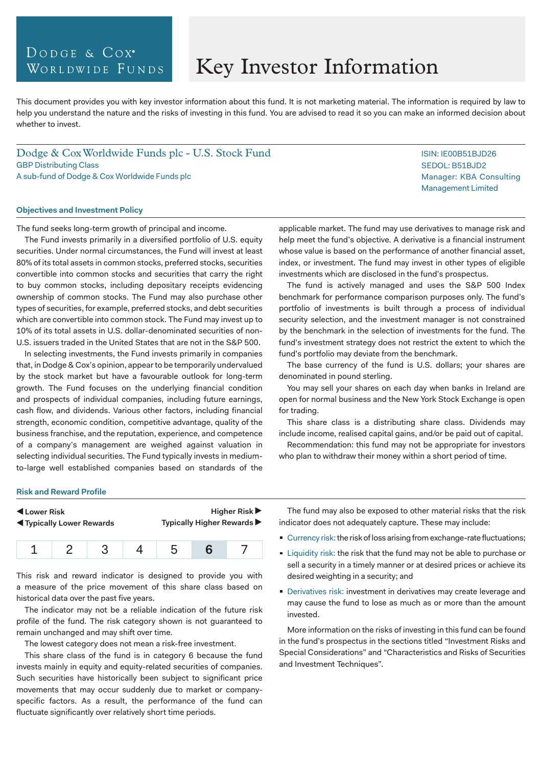Dodge & Cox Worldwide Funds

# Key Investor Information

This document provides you with key investor information about this fund. It is not marketing material. The information is required by law to help you understand the nature and the risks of investing in this fund. You are advised to read it so you can make an informed decision about whether to invest.

## Dodge & Cox Worldwide Funds plc - U.S. Stock Fund

GBP Distributing Class
A sub-fund of Dodge & Cox Worldwide Funds plc

ISIN: IE00B51BJD26
SEDOL: B51BJD2
Manager: KBA Consulting Management Limited

### Objectives and Investment Policy

The fund seeks long-term growth of principal and income.

The Fund invests primarily in a diversified portfolio of U.S. equity securities. Under normal circumstances, the Fund will invest at least 80% of its total assets in common stocks, preferred stocks, securities convertible into common stocks and securities that carry the right to buy common stocks, including depositary receipts evidencing ownership of common stocks. The Fund may also purchase other types of securities, for example, preferred stocks, and debt securities which are convertible into common stock. The Fund may invest up to 10% of its total assets in U.S. dollar-denominated securities of non-U.S. issuers traded in the United States that are not in the S&P 500.

In selecting investments, the Fund invests primarily in companies that, in Dodge & Cox's opinion, appear to be temporarily undervalued by the stock market but have a favourable outlook for long-term growth. The Fund focuses on the underlying financial condition and prospects of individual companies, including future earnings, cash flow, and dividends. Various other factors, including financial strength, economic condition, competitive advantage, quality of the business franchise, and the reputation, experience, and competence of a company's management are weighed against valuation in selecting individual securities. The Fund typically invests in medium-to-large well established companies based on standards of the applicable market. The fund may use derivatives to manage risk and help meet the fund's objective. A derivative is a financial instrument whose value is based on the performance of another financial asset, index, or investment. The fund may invest in other types of eligible investments which are disclosed in the fund's prospectus.

The fund is actively managed and uses the S&P 500 Index benchmark for performance comparison purposes only. The fund's portfolio of investments is built through a process of individual security selection, and the investment manager is not constrained by the benchmark in the selection of investments for the fund. The fund's investment strategy does not restrict the extent to which the fund's portfolio may deviate from the benchmark.

The base currency of the fund is U.S. dollars; your shares are denominated in pound sterling.

You may sell your shares on each day when banks in Ireland are open for normal business and the New York Stock Exchange is open for trading.

This share class is a distributing share class. Dividends may include income, realised capital gains, and/or be paid out of capital.

Recommendation: this fund may not be appropriate for investors who plan to withdraw their money within a short period of time.

### Risk and Reward Profile

◀ Lower Risk — Higher Risk ▶
◀ Typically Lower Rewards — Typically Higher Rewards ▶

| 1 | 2 | 3 | 4 | 5 | **6** | 7 |
|---|---|---|---|---|---|---|

This risk and reward indicator is designed to provide you with a measure of the price movement of this share class based on historical data over the past five years.

The indicator may not be a reliable indication of the future risk profile of the fund. The risk category shown is not guaranteed to remain unchanged and may shift over time.

The lowest category does not mean a risk-free investment.

This share class of the fund is in category 6 because the fund invests mainly in equity and equity-related securities of companies. Such securities have historically been subject to significant price movements that may occur suddenly due to market or company-specific factors. As a result, the performance of the fund can fluctuate significantly over relatively short time periods.

The fund may also be exposed to other material risks that the risk indicator does not adequately capture. These may include:

- Currency risk: the risk of loss arising from exchange-rate fluctuations;
- Liquidity risk: the risk that the fund may not be able to purchase or sell a security in a timely manner or at desired prices or achieve its desired weighting in a security; and
- Derivatives risk: investment in derivatives may create leverage and may cause the fund to lose as much as or more than the amount invested.

More information on the risks of investing in this fund can be found in the fund's prospectus in the sections titled "Investment Risks and Special Considerations" and "Characteristics and Risks of Securities and Investment Techniques".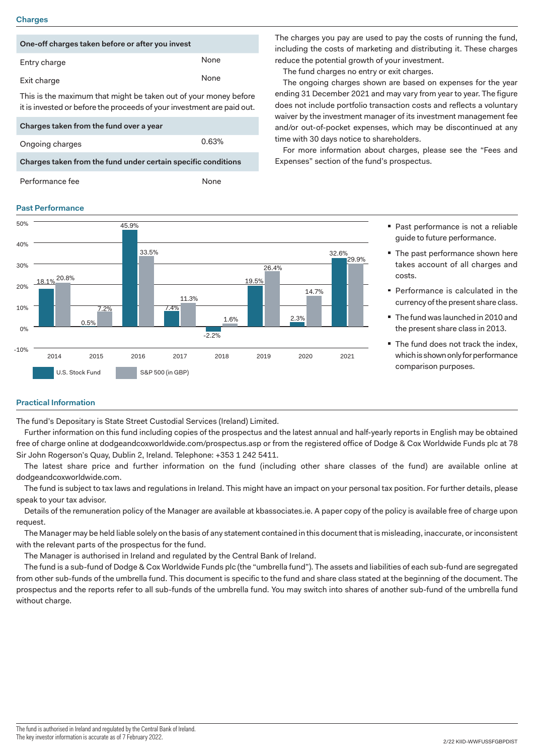## Charges

| One-off charges taken before or after you invest | |
|---|---|
| Entry charge | None |
| Exit charge | None |
| This is the maximum that might be taken out of your money before it is invested or before the proceeds of your investment are paid out. | |
| **Charges taken from the fund over a year** | |
| Ongoing charges | 0.63% |
| **Charges taken from the fund under certain specific conditions** | |
| Performance fee | None |

The charges you pay are used to pay the costs of running the fund, including the costs of marketing and distributing it. These charges reduce the potential growth of your investment.

The fund charges no entry or exit charges.

The ongoing charges shown are based on expenses for the year ending 31 December 2021 and may vary from year to year. The figure does not include portfolio transaction costs and reflects a voluntary waiver by the investment manager of its investment management fee and/or out-of-pocket expenses, which may be discontinued at any time with 30 days notice to shareholders.

For more information about charges, please see the "Fees and Expenses" section of the fund's prospectus.

## Past Performance

50%
40%
30%
20%
10%
0%
-10%

2014: 18.1% 20.8%
2015: 0.5% 7.2%
2016: 45.9% 33.5%
2017: 7.4% 11.3%
2018: -2.2% 1.6%
2019: 19.5% 26.4%
2020: 2.3% 14.7%
2021: 32.6% 29.9%

U.S. Stock Fund
S&P 500 (in GBP)

- Past performance is not a reliable guide to future performance.
- The past performance shown here takes account of all charges and costs.
- Performance is calculated in the currency of the present share class.
- The fund was launched in 2010 and the present share class in 2013.
- The fund does not track the index, which is shown only for performance comparison purposes.

## Practical Information

The fund's Depositary is State Street Custodial Services (Ireland) Limited.

Further information on this fund including copies of the prospectus and the latest annual and half-yearly reports in English may be obtained free of charge online at dodgeandcoxworldwide.com/prospectus.asp or from the registered office of Dodge & Cox Worldwide Funds plc at 78 Sir John Rogerson's Quay, Dublin 2, Ireland. Telephone: +353 1 242 5411.

The latest share price and further information on the fund (including other share classes of the fund) are available online at dodgeandcoxworldwide.com.

The fund is subject to tax laws and regulations in Ireland. This might have an impact on your personal tax position. For further details, please speak to your tax advisor.

Details of the remuneration policy of the Manager are available at kbassociates.ie. A paper copy of the policy is available free of charge upon request.

The Manager may be held liable solely on the basis of any statement contained in this document that is misleading, inaccurate, or inconsistent with the relevant parts of the prospectus for the fund.

The Manager is authorised in Ireland and regulated by the Central Bank of Ireland.

The fund is a sub-fund of Dodge & Cox Worldwide Funds plc (the "umbrella fund"). The assets and liabilities of each sub-fund are segregated from other sub-funds of the umbrella fund. This document is specific to the fund and share class stated at the beginning of the document. The prospectus and the reports refer to all sub-funds of the umbrella fund. You may switch into shares of another sub-fund of the umbrella fund without charge.

The fund is authorised in Ireland and regulated by the Central Bank of Ireland.
The key investor information is accurate as of 7 February 2022.